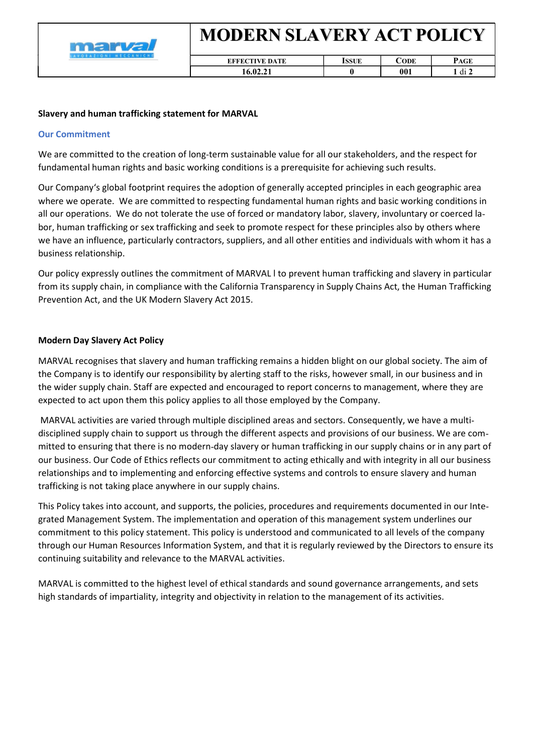# MODERN SLAVERY ACT POLICY

| EFFECTIVE DATE | ISSUE | CODE | PAGE |
| --- | --- | --- | --- |
| 16.02.21 | 0 | 001 | 1 di 2 |

**Slavery and human trafficking statement for MARVAL**

## Our Commitment

We are committed to the creation of long-term sustainable value for all our stakeholders, and the respect for fundamental human rights and basic working conditions is a prerequisite for achieving such results.

Our Company's global footprint requires the adoption of generally accepted principles in each geographic area where we operate. We are committed to respecting fundamental human rights and basic working conditions in all our operations. We do not tolerate the use of forced or mandatory labor, slavery, involuntary or coerced labor, human trafficking or sex trafficking and seek to promote respect for these principles also by others where we have an influence, particularly contractors, suppliers, and all other entities and individuals with whom it has a business relationship.

Our policy expressly outlines the commitment of MARVAL l to prevent human trafficking and slavery in particular from its supply chain, in compliance with the California Transparency in Supply Chains Act, the Human Trafficking Prevention Act, and the UK Modern Slavery Act 2015.

**Modern Day Slavery Act Policy**

MARVAL recognises that slavery and human trafficking remains a hidden blight on our global society. The aim of the Company is to identify our responsibility by alerting staff to the risks, however small, in our business and in the wider supply chain. Staff are expected and encouraged to report concerns to management, where they are expected to act upon them this policy applies to all those employed by the Company.

MARVAL activities are varied through multiple disciplined areas and sectors. Consequently, we have a multi-disciplined supply chain to support us through the different aspects and provisions of our business. We are committed to ensuring that there is no modern-day slavery or human trafficking in our supply chains or in any part of our business. Our Code of Ethics reflects our commitment to acting ethically and with integrity in all our business relationships and to implementing and enforcing effective systems and controls to ensure slavery and human trafficking is not taking place anywhere in our supply chains.

This Policy takes into account, and supports, the policies, procedures and requirements documented in our Integrated Management System. The implementation and operation of this management system underlines our commitment to this policy statement. This policy is understood and communicated to all levels of the company through our Human Resources Information System, and that it is regularly reviewed by the Directors to ensure its continuing suitability and relevance to the MARVAL activities.

MARVAL is committed to the highest level of ethical standards and sound governance arrangements, and sets high standards of impartiality, integrity and objectivity in relation to the management of its activities.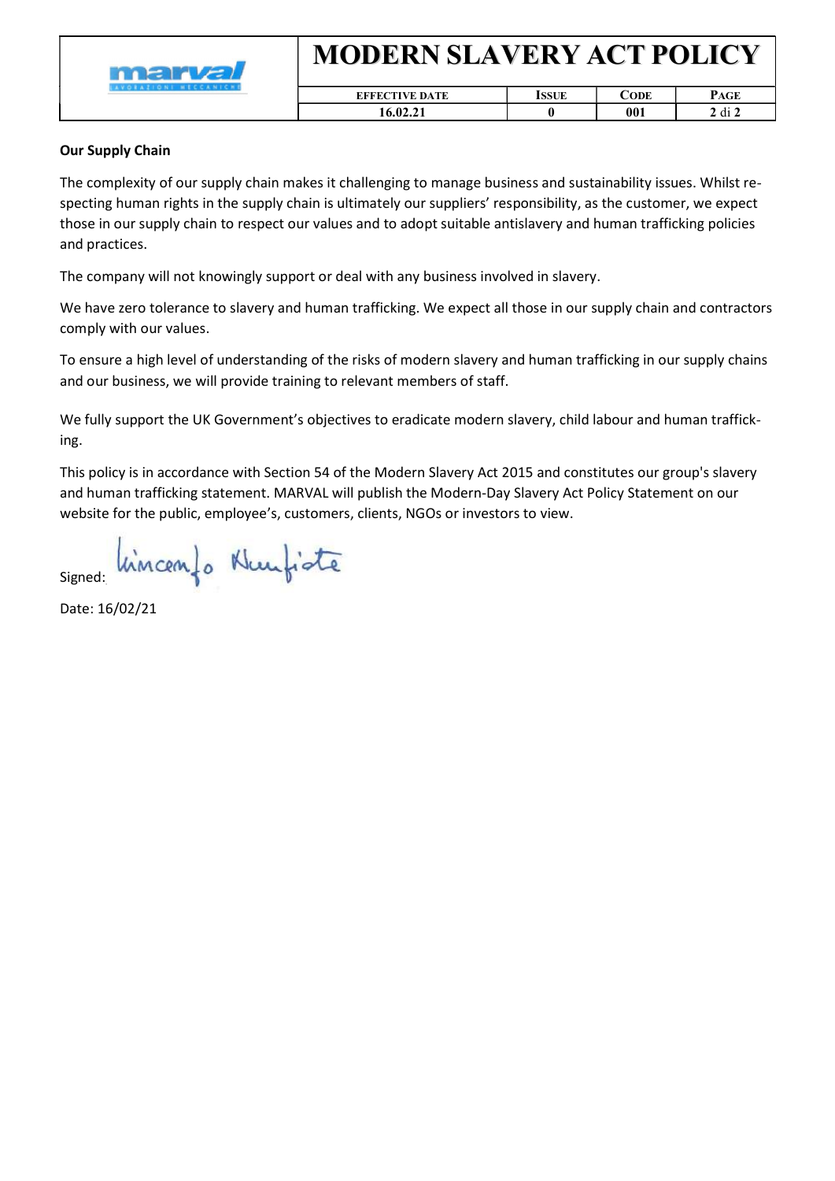**Our Supply Chain**

The complexity of our supply chain makes it challenging to manage business and sustainability issues. Whilst respecting human rights in the supply chain is ultimately our suppliers' responsibility, as the customer, we expect those in our supply chain to respect our values and to adopt suitable antislavery and human trafficking policies and practices.

The company will not knowingly support or deal with any business involved in slavery.

We have zero tolerance to slavery and human trafficking. We expect all those in our supply chain and contractors comply with our values.

To ensure a high level of understanding of the risks of modern slavery and human trafficking in our supply chains and our business, we will provide training to relevant members of staff.

We fully support the UK Government's objectives to eradicate modern slavery, child labour and human trafficking.

This policy is in accordance with Section 54 of the Modern Slavery Act 2015 and constitutes our group's slavery and human trafficking statement. MARVAL will publish the Modern-Day Slavery Act Policy Statement on our website for the public, employee's, customers, clients, NGOs or investors to view.

Signed: Vincenzo Nunziata

Date: 16/02/21